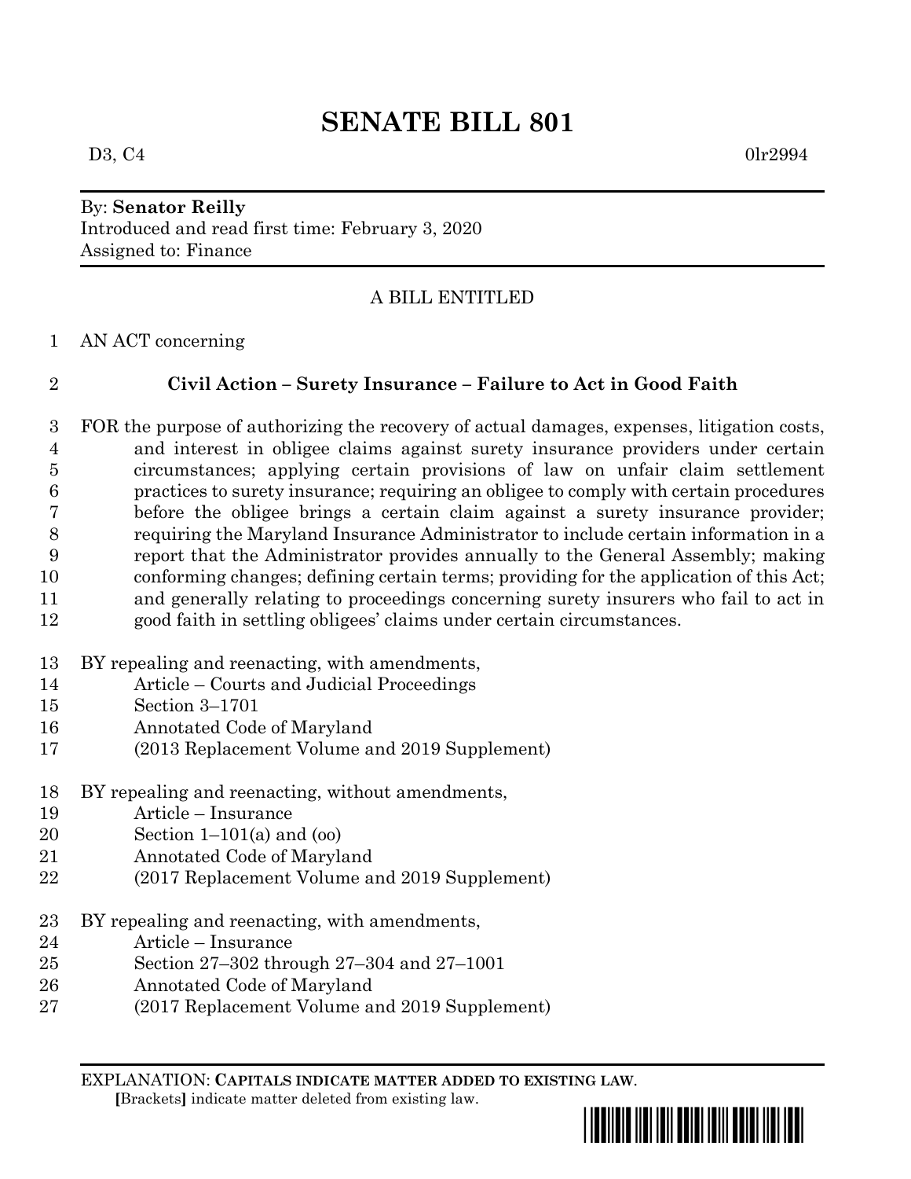# SENATE BILL 801

D3, C4 0lr2994

By: **Senator Reilly**
Introduced and read first time: February 3, 2020
Assigned to: Finance

A BILL ENTITLED

AN ACT concerning

**Civil Action – Surety Insurance – Failure to Act in Good Faith**

FOR the purpose of authorizing the recovery of actual damages, expenses, litigation costs, and interest in obligee claims against surety insurance providers under certain circumstances; applying certain provisions of law on unfair claim settlement practices to surety insurance; requiring an obligee to comply with certain procedures before the obligee brings a certain claim against a surety insurance provider; requiring the Maryland Insurance Administrator to include certain information in a report that the Administrator provides annually to the General Assembly; making conforming changes; defining certain terms; providing for the application of this Act; and generally relating to proceedings concerning surety insurers who fail to act in good faith in settling obligees' claims under certain circumstances.

BY repealing and reenacting, with amendments,
Article – Courts and Judicial Proceedings
Section 3–1701
Annotated Code of Maryland
(2013 Replacement Volume and 2019 Supplement)

BY repealing and reenacting, without amendments,
Article – Insurance
Section 1–101(a) and (oo)
Annotated Code of Maryland
(2017 Replacement Volume and 2019 Supplement)

BY repealing and reenacting, with amendments,
Article – Insurance
Section 27–302 through 27–304 and 27–1001
Annotated Code of Maryland
(2017 Replacement Volume and 2019 Supplement)

EXPLANATION: **CAPITALS INDICATE MATTER ADDED TO EXISTING LAW**.
[Brackets] indicate matter deleted from existing law.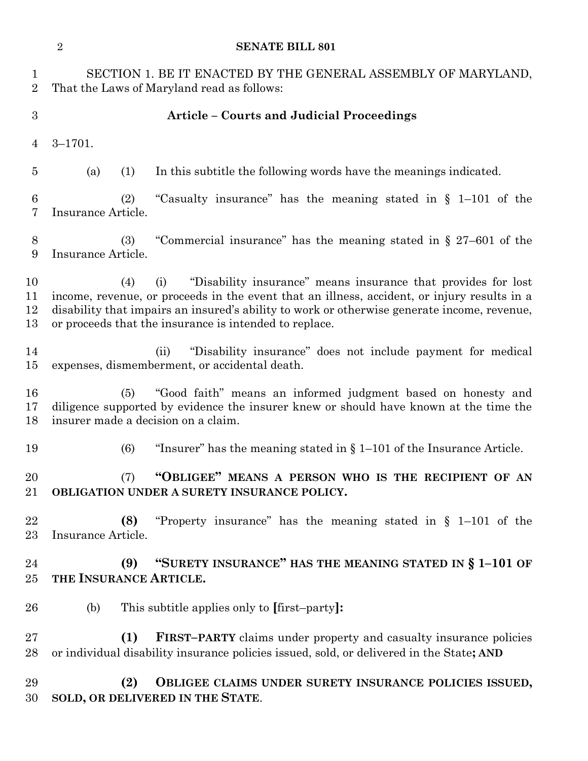SECTION 1. BE IT ENACTED BY THE GENERAL ASSEMBLY OF MARYLAND, That the Laws of Maryland read as follows:

### Article – Courts and Judicial Proceedings

3–1701.

(a) (1) In this subtitle the following words have the meanings indicated.

(2) "Casualty insurance" has the meaning stated in § 1–101 of the Insurance Article.

(3) "Commercial insurance" has the meaning stated in § 27–601 of the Insurance Article.

(4) (i) "Disability insurance" means insurance that provides for lost income, revenue, or proceeds in the event that an illness, accident, or injury results in a disability that impairs an insured's ability to work or otherwise generate income, revenue, or proceeds that the insurance is intended to replace.

(ii) "Disability insurance" does not include payment for medical expenses, dismemberment, or accidental death.

(5) "Good faith" means an informed judgment based on honesty and diligence supported by evidence the insurer knew or should have known at the time the insurer made a decision on a claim.

(6) "Insurer" has the meaning stated in § 1–101 of the Insurance Article.

(7) **"OBLIGEE" MEANS A PERSON WHO IS THE RECIPIENT OF AN OBLIGATION UNDER A SURETY INSURANCE POLICY.**

**(8)** "Property insurance" has the meaning stated in § 1–101 of the Insurance Article.

**(9) "SURETY INSURANCE" HAS THE MEANING STATED IN § 1–101 OF THE INSURANCE ARTICLE.**

(b) This subtitle applies only to **[**first–party**]:**

**(1) FIRST–PARTY** claims under property and casualty insurance policies or individual disability insurance policies issued, sold, or delivered in the State**; AND**

**(2) OBLIGEE CLAIMS UNDER SURETY INSURANCE POLICIES ISSUED, SOLD, OR DELIVERED IN THE STATE**.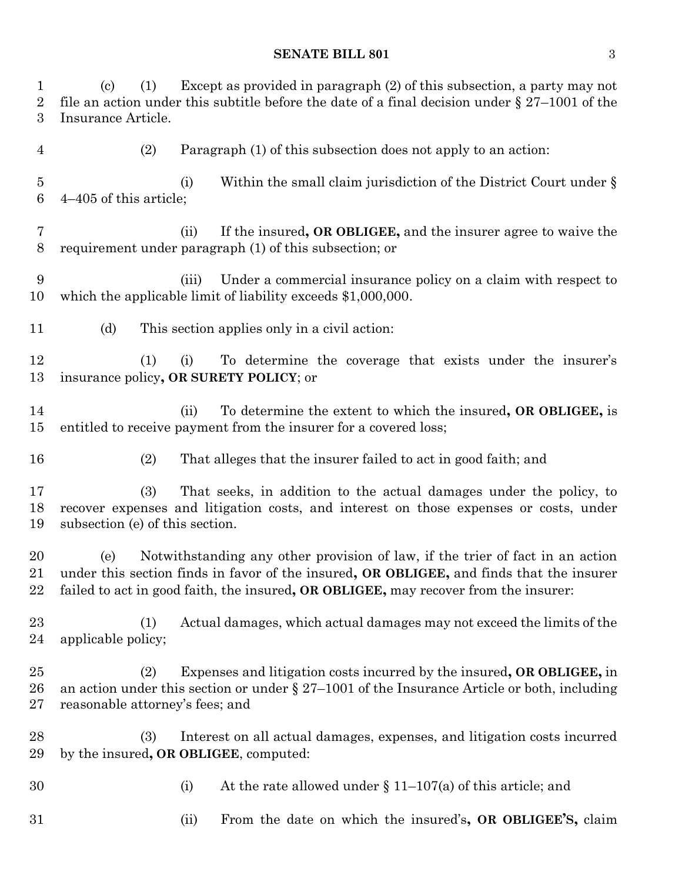(c) (1) Except as provided in paragraph (2) of this subsection, a party may not file an action under this subtitle before the date of a final decision under § 27–1001 of the Insurance Article.

(2) Paragraph (1) of this subsection does not apply to an action:

(i) Within the small claim jurisdiction of the District Court under § 4–405 of this article;

(ii) If the insured**, OR OBLIGEE,** and the insurer agree to waive the requirement under paragraph (1) of this subsection; or

(iii) Under a commercial insurance policy on a claim with respect to which the applicable limit of liability exceeds $1,000,000.

(d) This section applies only in a civil action:

(1) (i) To determine the coverage that exists under the insurer's insurance policy**, OR SURETY POLICY**; or

(ii) To determine the extent to which the insured**, OR OBLIGEE,** is entitled to receive payment from the insurer for a covered loss;

(2) That alleges that the insurer failed to act in good faith; and

(3) That seeks, in addition to the actual damages under the policy, to recover expenses and litigation costs, and interest on those expenses or costs, under subsection (e) of this section.

(e) Notwithstanding any other provision of law, if the trier of fact in an action under this section finds in favor of the insured**, OR OBLIGEE,** and finds that the insurer failed to act in good faith, the insured**, OR OBLIGEE,** may recover from the insurer:

(1) Actual damages, which actual damages may not exceed the limits of the applicable policy;

(2) Expenses and litigation costs incurred by the insured**, OR OBLIGEE,** in an action under this section or under § 27–1001 of the Insurance Article or both, including reasonable attorney's fees; and

(3) Interest on all actual damages, expenses, and litigation costs incurred by the insured**, OR OBLIGEE**, computed:

(i) At the rate allowed under § 11–107(a) of this article; and

(ii) From the date on which the insured's**, OR OBLIGEE'S,** claim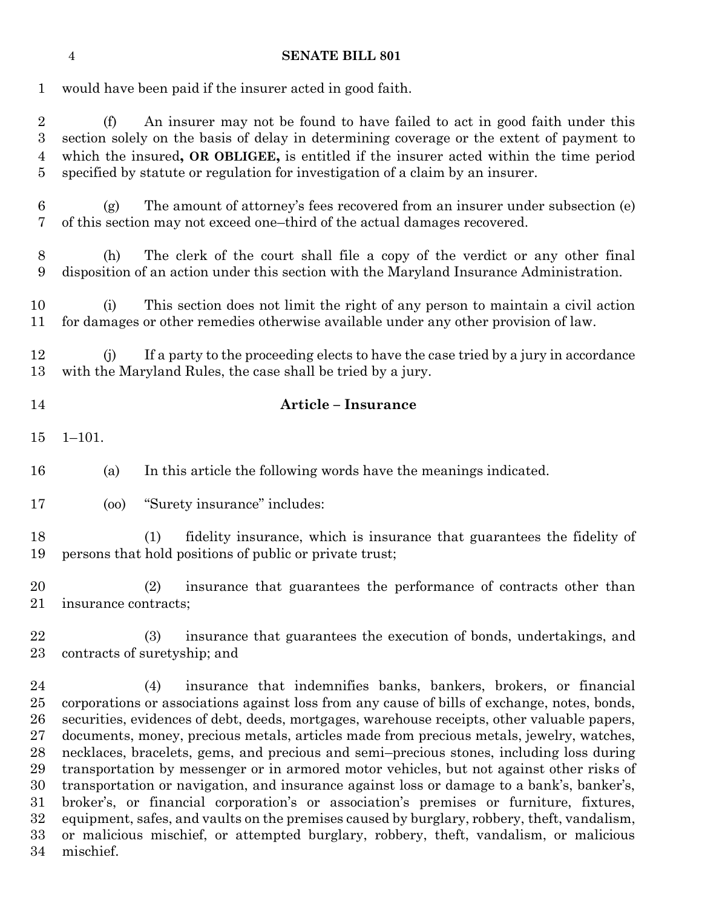would have been paid if the insurer acted in good faith.

(f) An insurer may not be found to have failed to act in good faith under this section solely on the basis of delay in determining coverage or the extent of payment to which the insured**, OR OBLIGEE,** is entitled if the insurer acted within the time period specified by statute or regulation for investigation of a claim by an insurer.

(g) The amount of attorney's fees recovered from an insurer under subsection (e) of this section may not exceed one–third of the actual damages recovered.

(h) The clerk of the court shall file a copy of the verdict or any other final disposition of an action under this section with the Maryland Insurance Administration.

(i) This section does not limit the right of any person to maintain a civil action for damages or other remedies otherwise available under any other provision of law.

(j) If a party to the proceeding elects to have the case tried by a jury in accordance with the Maryland Rules, the case shall be tried by a jury.

## Article – Insurance

1–101.

(a) In this article the following words have the meanings indicated.

(oo) "Surety insurance" includes:

(1) fidelity insurance, which is insurance that guarantees the fidelity of persons that hold positions of public or private trust;

(2) insurance that guarantees the performance of contracts other than insurance contracts;

(3) insurance that guarantees the execution of bonds, undertakings, and contracts of suretyship; and

(4) insurance that indemnifies banks, bankers, brokers, or financial corporations or associations against loss from any cause of bills of exchange, notes, bonds, securities, evidences of debt, deeds, mortgages, warehouse receipts, other valuable papers, documents, money, precious metals, articles made from precious metals, jewelry, watches, necklaces, bracelets, gems, and precious and semi–precious stones, including loss during transportation by messenger or in armored motor vehicles, but not against other risks of transportation or navigation, and insurance against loss or damage to a bank's, banker's, broker's, or financial corporation's or association's premises or furniture, fixtures, equipment, safes, and vaults on the premises caused by burglary, robbery, theft, vandalism, or malicious mischief, or attempted burglary, robbery, theft, vandalism, or malicious mischief.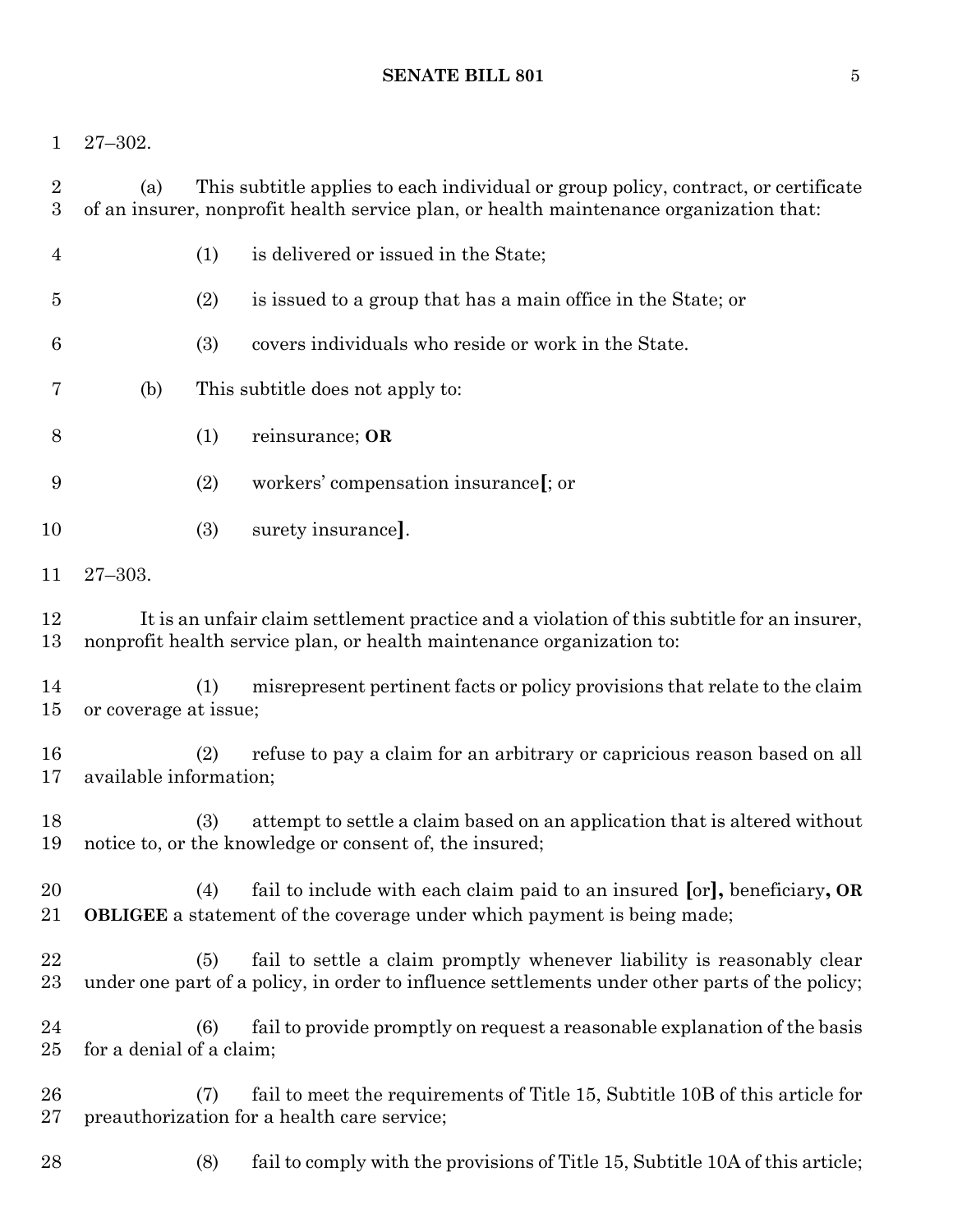27–302.

(a) This subtitle applies to each individual or group policy, contract, or certificate of an insurer, nonprofit health service plan, or health maintenance organization that:

(1) is delivered or issued in the State;

(2) is issued to a group that has a main office in the State; or

(3) covers individuals who reside or work in the State.

(b) This subtitle does not apply to:

(1) reinsurance; **OR**

(2) workers' compensation insurance**[**; or

(3) surety insurance**]**.

27–303.

It is an unfair claim settlement practice and a violation of this subtitle for an insurer, nonprofit health service plan, or health maintenance organization to:

(1) misrepresent pertinent facts or policy provisions that relate to the claim or coverage at issue;

(2) refuse to pay a claim for an arbitrary or capricious reason based on all available information;

(3) attempt to settle a claim based on an application that is altered without notice to, or the knowledge or consent of, the insured;

(4) fail to include with each claim paid to an insured **[**or**],** beneficiary**, OR OBLIGEE** a statement of the coverage under which payment is being made;

(5) fail to settle a claim promptly whenever liability is reasonably clear under one part of a policy, in order to influence settlements under other parts of the policy;

(6) fail to provide promptly on request a reasonable explanation of the basis for a denial of a claim;

(7) fail to meet the requirements of Title 15, Subtitle 10B of this article for preauthorization for a health care service;

(8) fail to comply with the provisions of Title 15, Subtitle 10A of this article;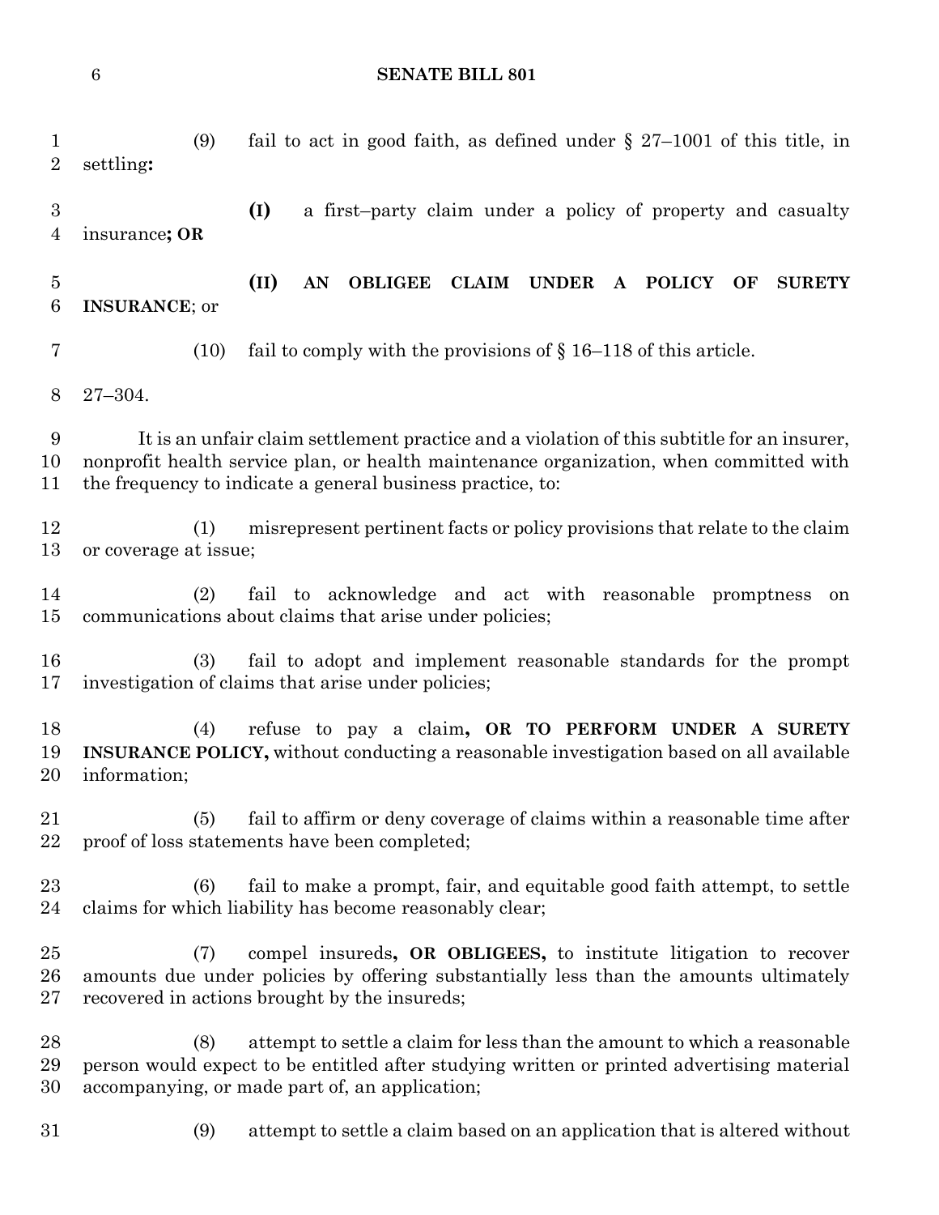(9) fail to act in good faith, as defined under § 27–1001 of this title, in settling**:**

**(I)** a first–party claim under a policy of property and casualty insurance**; OR**

**(II) AN OBLIGEE CLAIM UNDER A POLICY OF SURETY INSURANCE**; or

(10) fail to comply with the provisions of § 16–118 of this article.

27–304.

It is an unfair claim settlement practice and a violation of this subtitle for an insurer, nonprofit health service plan, or health maintenance organization, when committed with the frequency to indicate a general business practice, to:

(1) misrepresent pertinent facts or policy provisions that relate to the claim or coverage at issue;

(2) fail to acknowledge and act with reasonable promptness on communications about claims that arise under policies;

(3) fail to adopt and implement reasonable standards for the prompt investigation of claims that arise under policies;

(4) refuse to pay a claim**, OR TO PERFORM UNDER A SURETY INSURANCE POLICY,** without conducting a reasonable investigation based on all available information;

(5) fail to affirm or deny coverage of claims within a reasonable time after proof of loss statements have been completed;

(6) fail to make a prompt, fair, and equitable good faith attempt, to settle claims for which liability has become reasonably clear;

(7) compel insureds**, OR OBLIGEES,** to institute litigation to recover amounts due under policies by offering substantially less than the amounts ultimately recovered in actions brought by the insureds;

(8) attempt to settle a claim for less than the amount to which a reasonable person would expect to be entitled after studying written or printed advertising material accompanying, or made part of, an application;

(9) attempt to settle a claim based on an application that is altered without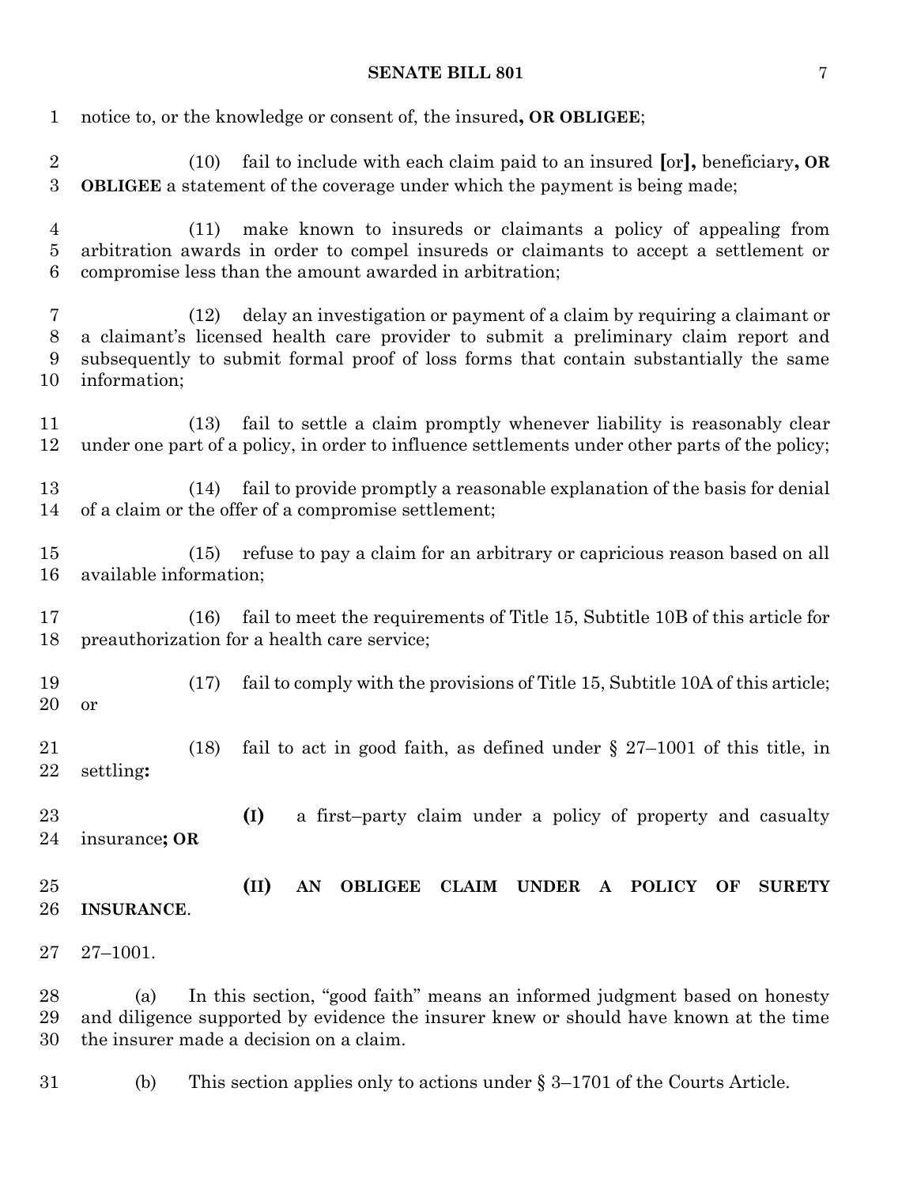notice to, or the knowledge or consent of, the insured**, OR OBLIGEE**;

(10) fail to include with each claim paid to an insured **[**or**],** beneficiary**, OR OBLIGEE** a statement of the coverage under which the payment is being made;

(11) make known to insureds or claimants a policy of appealing from arbitration awards in order to compel insureds or claimants to accept a settlement or compromise less than the amount awarded in arbitration;

(12) delay an investigation or payment of a claim by requiring a claimant or a claimant's licensed health care provider to submit a preliminary claim report and subsequently to submit formal proof of loss forms that contain substantially the same information;

(13) fail to settle a claim promptly whenever liability is reasonably clear under one part of a policy, in order to influence settlements under other parts of the policy;

(14) fail to provide promptly a reasonable explanation of the basis for denial of a claim or the offer of a compromise settlement;

(15) refuse to pay a claim for an arbitrary or capricious reason based on all available information;

(16) fail to meet the requirements of Title 15, Subtitle 10B of this article for preauthorization for a health care service;

(17) fail to comply with the provisions of Title 15, Subtitle 10A of this article; or

(18) fail to act in good faith, as defined under § 27–1001 of this title, in settling**:**

**(I)** a first–party claim under a policy of property and casualty insurance**; OR**

**(II) AN OBLIGEE CLAIM UNDER A POLICY OF SURETY INSURANCE**.

27–1001.

(a) In this section, "good faith" means an informed judgment based on honesty and diligence supported by evidence the insurer knew or should have known at the time the insurer made a decision on a claim.

(b) This section applies only to actions under § 3–1701 of the Courts Article.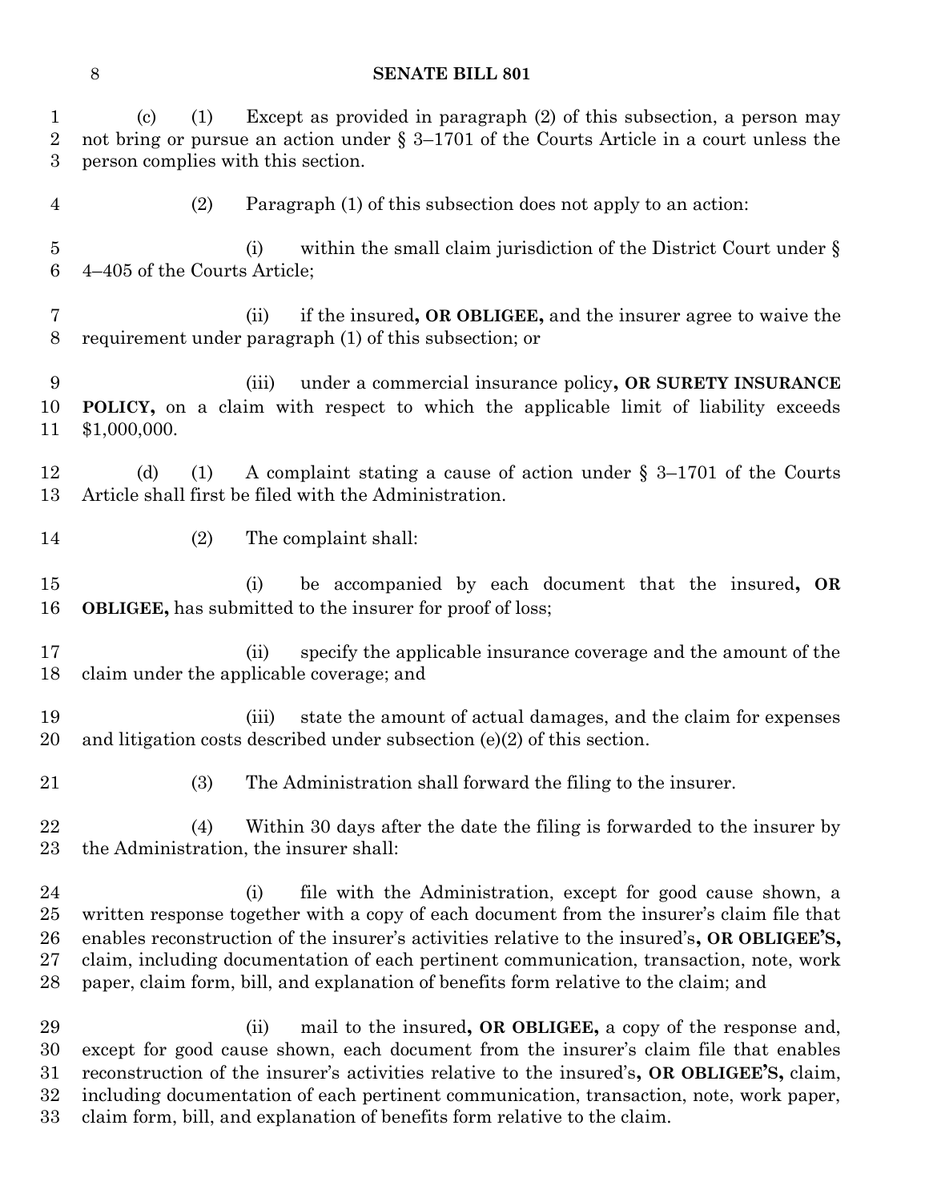(c) (1) Except as provided in paragraph (2) of this subsection, a person may not bring or pursue an action under § 3–1701 of the Courts Article in a court unless the person complies with this section.

(2) Paragraph (1) of this subsection does not apply to an action:

(i) within the small claim jurisdiction of the District Court under § 4–405 of the Courts Article;

(ii) if the insured**, OR OBLIGEE,** and the insurer agree to waive the requirement under paragraph (1) of this subsection; or

(iii) under a commercial insurance policy**, OR SURETY INSURANCE POLICY,** on a claim with respect to which the applicable limit of liability exceeds $1,000,000.

(d) (1) A complaint stating a cause of action under § 3–1701 of the Courts Article shall first be filed with the Administration.

(2) The complaint shall:

(i) be accompanied by each document that the insured**, OR OBLIGEE,** has submitted to the insurer for proof of loss;

(ii) specify the applicable insurance coverage and the amount of the claim under the applicable coverage; and

(iii) state the amount of actual damages, and the claim for expenses and litigation costs described under subsection (e)(2) of this section.

(3) The Administration shall forward the filing to the insurer.

(4) Within 30 days after the date the filing is forwarded to the insurer by the Administration, the insurer shall:

(i) file with the Administration, except for good cause shown, a written response together with a copy of each document from the insurer's claim file that enables reconstruction of the insurer's activities relative to the insured's**, OR OBLIGEE'S,** claim, including documentation of each pertinent communication, transaction, note, work paper, claim form, bill, and explanation of benefits form relative to the claim; and

(ii) mail to the insured**, OR OBLIGEE,** a copy of the response and, except for good cause shown, each document from the insurer's claim file that enables reconstruction of the insurer's activities relative to the insured's**, OR OBLIGEE'S,** claim, including documentation of each pertinent communication, transaction, note, work paper, claim form, bill, and explanation of benefits form relative to the claim.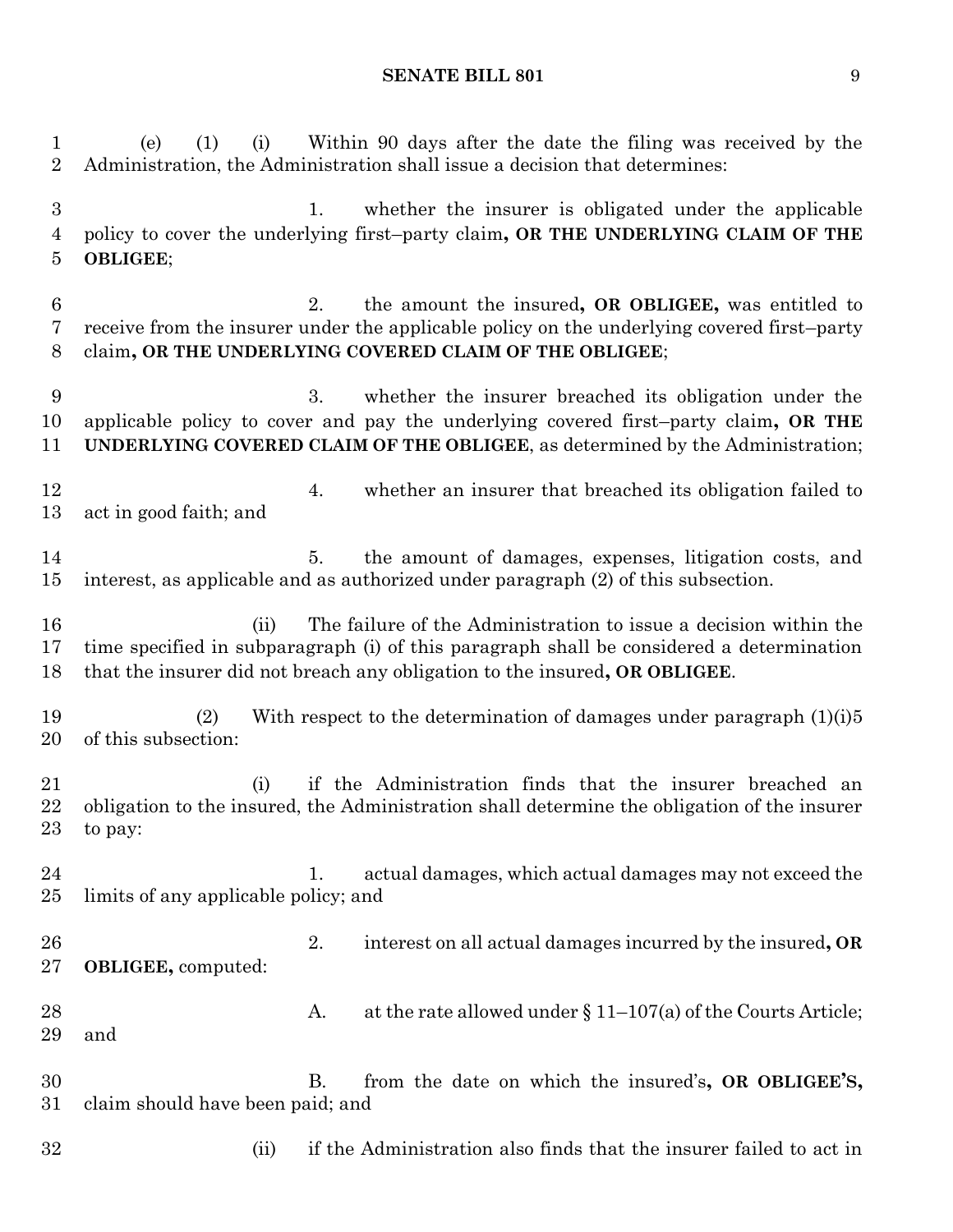(e) (1) (i) Within 90 days after the date the filing was received by the Administration, the Administration shall issue a decision that determines:

1. whether the insurer is obligated under the applicable policy to cover the underlying first–party claim**, OR THE UNDERLYING CLAIM OF THE OBLIGEE**;

2. the amount the insured**, OR OBLIGEE,** was entitled to receive from the insurer under the applicable policy on the underlying covered first–party claim**, OR THE UNDERLYING COVERED CLAIM OF THE OBLIGEE**;

3. whether the insurer breached its obligation under the applicable policy to cover and pay the underlying covered first–party claim**, OR THE UNDERLYING COVERED CLAIM OF THE OBLIGEE**, as determined by the Administration;

4. whether an insurer that breached its obligation failed to act in good faith; and

5. the amount of damages, expenses, litigation costs, and interest, as applicable and as authorized under paragraph (2) of this subsection.

(ii) The failure of the Administration to issue a decision within the time specified in subparagraph (i) of this paragraph shall be considered a determination that the insurer did not breach any obligation to the insured**, OR OBLIGEE**.

(2) With respect to the determination of damages under paragraph (1)(i)5 of this subsection:

(i) if the Administration finds that the insurer breached an obligation to the insured, the Administration shall determine the obligation of the insurer to pay:

1. actual damages, which actual damages may not exceed the limits of any applicable policy; and

2. interest on all actual damages incurred by the insured**, OR OBLIGEE,** computed:

A. at the rate allowed under § 11–107(a) of the Courts Article; and

B. from the date on which the insured's**, OR OBLIGEE'S,** claim should have been paid; and

(ii) if the Administration also finds that the insurer failed to act in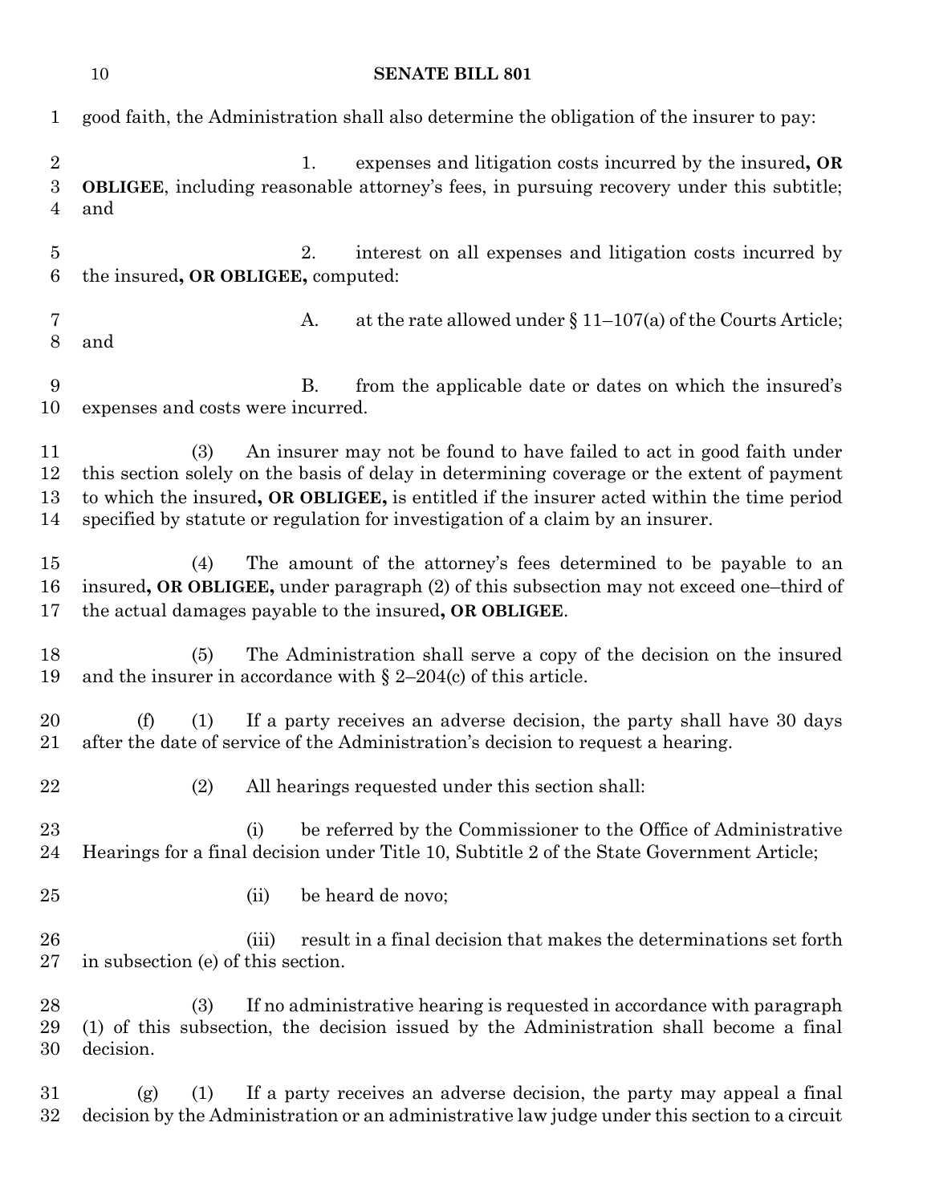good faith, the Administration shall also determine the obligation of the insurer to pay:

1. expenses and litigation costs incurred by the insured**, OR OBLIGEE**, including reasonable attorney's fees, in pursuing recovery under this subtitle; and

2. interest on all expenses and litigation costs incurred by the insured**, OR OBLIGEE,** computed:

A. at the rate allowed under § 11–107(a) of the Courts Article; and

B. from the applicable date or dates on which the insured's expenses and costs were incurred.

(3) An insurer may not be found to have failed to act in good faith under this section solely on the basis of delay in determining coverage or the extent of payment to which the insured**, OR OBLIGEE,** is entitled if the insurer acted within the time period specified by statute or regulation for investigation of a claim by an insurer.

(4) The amount of the attorney's fees determined to be payable to an insured**, OR OBLIGEE,** under paragraph (2) of this subsection may not exceed one–third of the actual damages payable to the insured**, OR OBLIGEE**.

(5) The Administration shall serve a copy of the decision on the insured and the insurer in accordance with § 2–204(c) of this article.

(f) (1) If a party receives an adverse decision, the party shall have 30 days after the date of service of the Administration's decision to request a hearing.

(2) All hearings requested under this section shall:

(i) be referred by the Commissioner to the Office of Administrative Hearings for a final decision under Title 10, Subtitle 2 of the State Government Article;

(ii) be heard de novo;

(iii) result in a final decision that makes the determinations set forth in subsection (e) of this section.

(3) If no administrative hearing is requested in accordance with paragraph (1) of this subsection, the decision issued by the Administration shall become a final decision.

(g) (1) If a party receives an adverse decision, the party may appeal a final decision by the Administration or an administrative law judge under this section to a circuit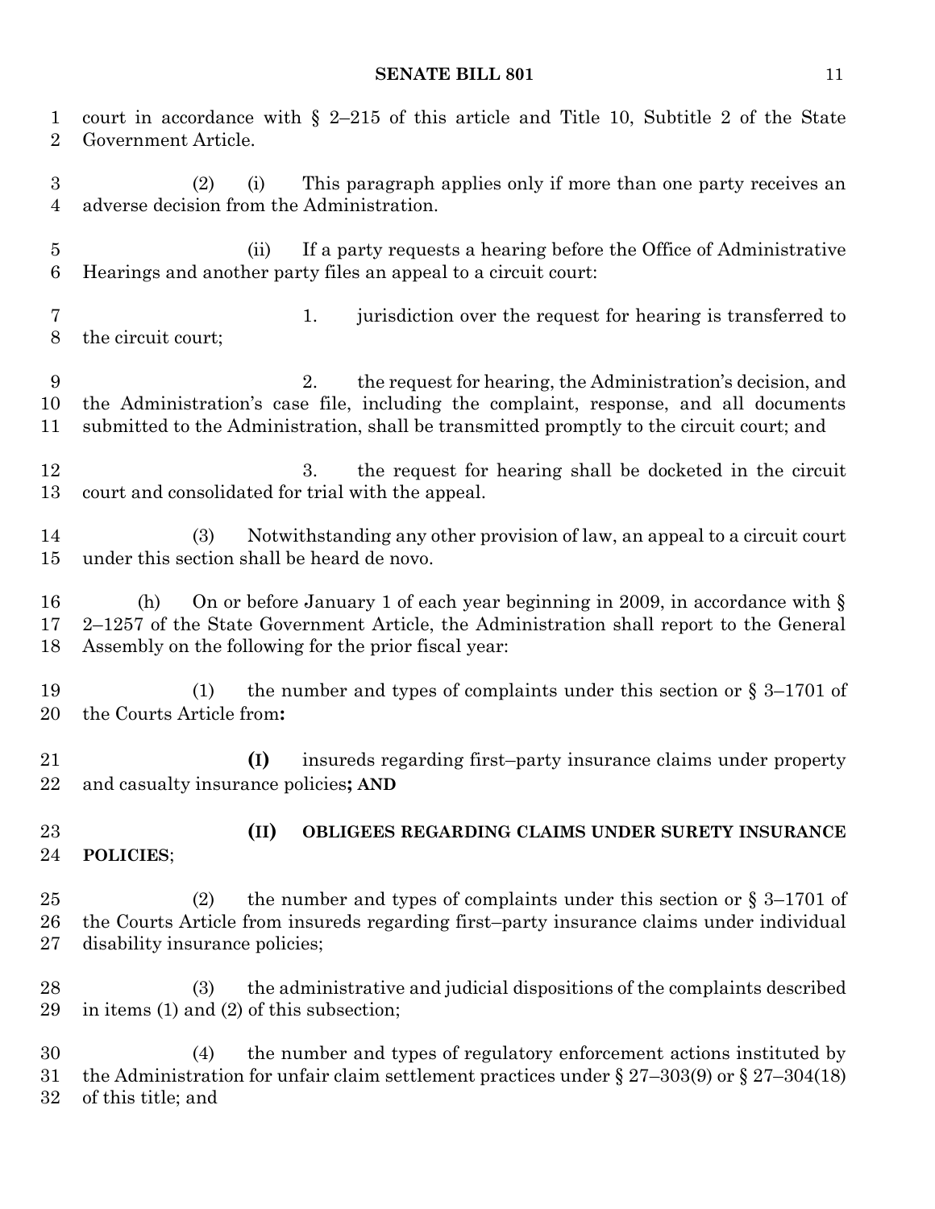court in accordance with § 2–215 of this article and Title 10, Subtitle 2 of the State Government Article.

(2) (i) This paragraph applies only if more than one party receives an adverse decision from the Administration.

(ii) If a party requests a hearing before the Office of Administrative Hearings and another party files an appeal to a circuit court:

1. jurisdiction over the request for hearing is transferred to the circuit court;

2. the request for hearing, the Administration's decision, and the Administration's case file, including the complaint, response, and all documents submitted to the Administration, shall be transmitted promptly to the circuit court; and

3. the request for hearing shall be docketed in the circuit court and consolidated for trial with the appeal.

(3) Notwithstanding any other provision of law, an appeal to a circuit court under this section shall be heard de novo.

(h) On or before January 1 of each year beginning in 2009, in accordance with § 2–1257 of the State Government Article, the Administration shall report to the General Assembly on the following for the prior fiscal year:

(1) the number and types of complaints under this section or § 3–1701 of the Courts Article from**:**

**(I)** insureds regarding first–party insurance claims under property and casualty insurance policies**; AND**

**(II) OBLIGEES REGARDING CLAIMS UNDER SURETY INSURANCE POLICIES**;

(2) the number and types of complaints under this section or § 3–1701 of the Courts Article from insureds regarding first–party insurance claims under individual disability insurance policies;

(3) the administrative and judicial dispositions of the complaints described in items (1) and (2) of this subsection;

(4) the number and types of regulatory enforcement actions instituted by the Administration for unfair claim settlement practices under § 27–303(9) or § 27–304(18) of this title; and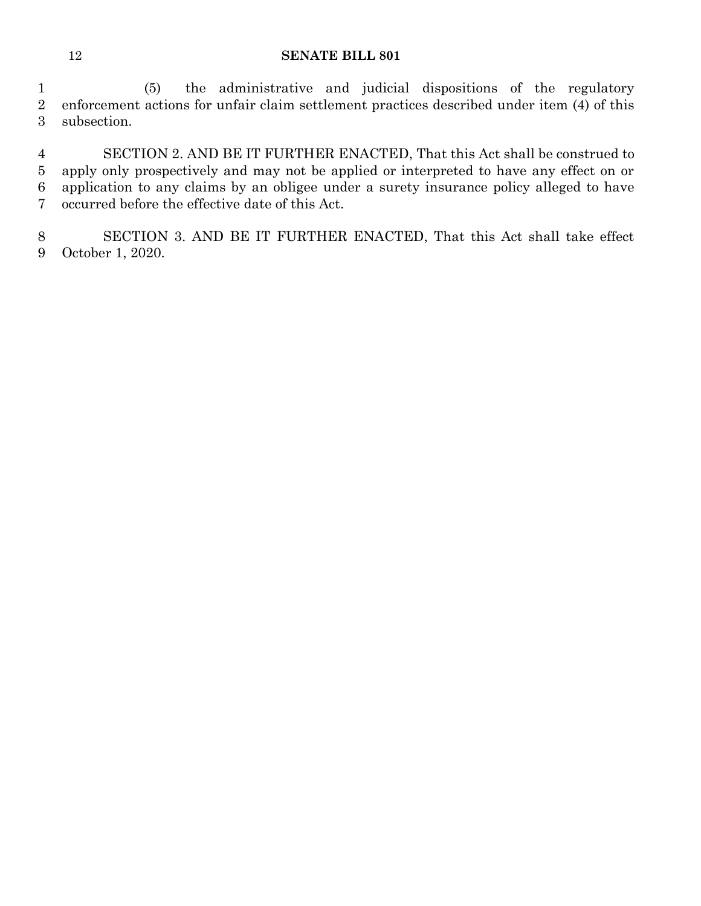(5) the administrative and judicial dispositions of the regulatory enforcement actions for unfair claim settlement practices described under item (4) of this subsection.

SECTION 2. AND BE IT FURTHER ENACTED, That this Act shall be construed to apply only prospectively and may not be applied or interpreted to have any effect on or application to any claims by an obligee under a surety insurance policy alleged to have occurred before the effective date of this Act.

SECTION 3. AND BE IT FURTHER ENACTED, That this Act shall take effect October 1, 2020.